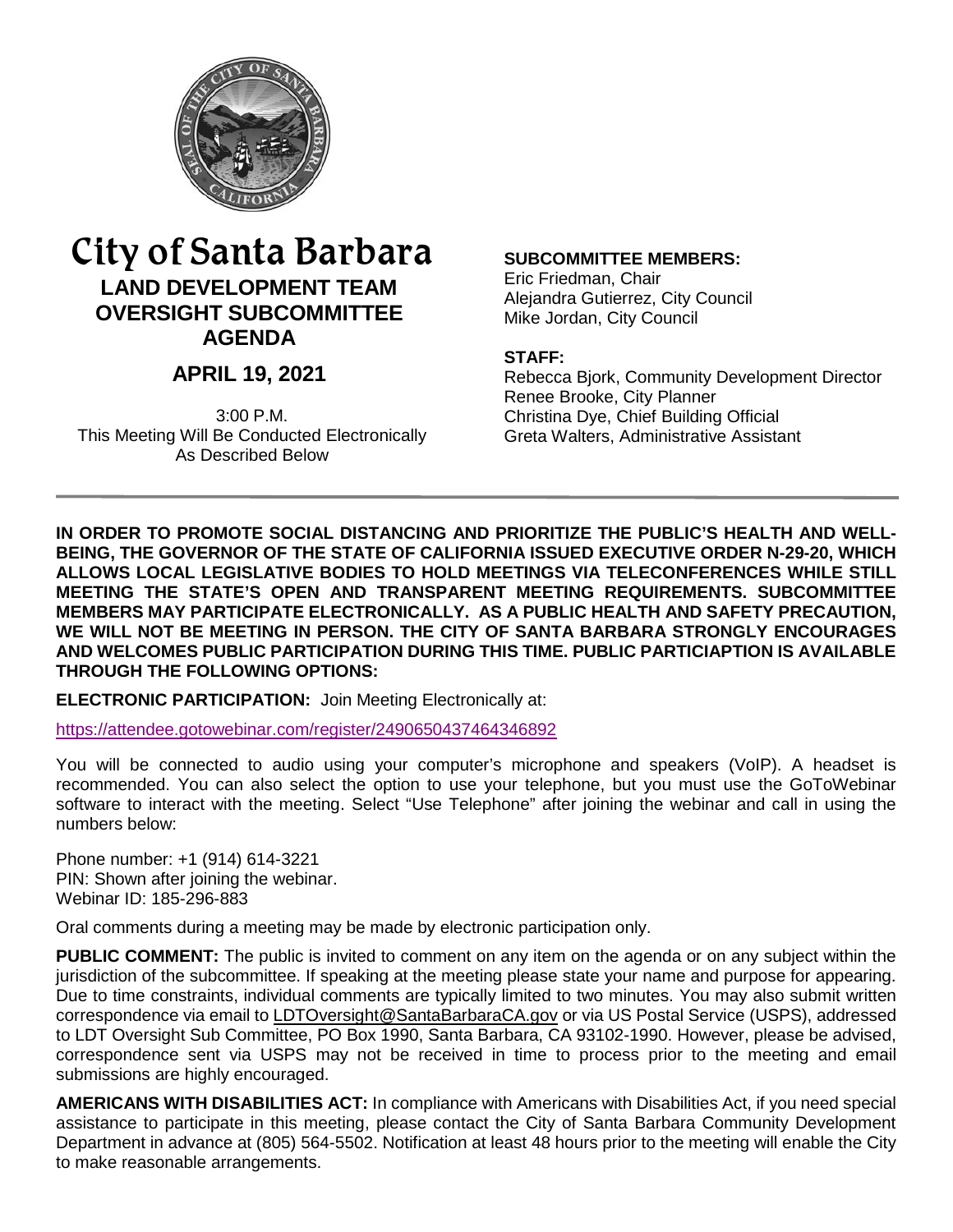# City of Santa Barbara

## LAND DEVELOPMENT TEAM OVERSIGHT SUBCOMMITTEE AGENDA

## APRIL 19, 2021

3:00 P.M.
This Meeting Will Be Conducted Electronically
As Described Below

**SUBCOMMITTEE MEMBERS:**
Eric Friedman, Chair
Alejandra Gutierrez, City Council
Mike Jordan, City Council

**STAFF:**
Rebecca Bjork, Community Development Director
Renee Brooke, City Planner
Christina Dye, Chief Building Official
Greta Walters, Administrative Assistant

---

**IN ORDER TO PROMOTE SOCIAL DISTANCING AND PRIORITIZE THE PUBLIC'S HEALTH AND WELL-BEING, THE GOVERNOR OF THE STATE OF CALIFORNIA ISSUED EXECUTIVE ORDER N-29-20, WHICH ALLOWS LOCAL LEGISLATIVE BODIES TO HOLD MEETINGS VIA TELECONFERENCES WHILE STILL MEETING THE STATE'S OPEN AND TRANSPARENT MEETING REQUIREMENTS. SUBCOMMITTEE MEMBERS MAY PARTICIPATE ELECTRONICALLY. AS A PUBLIC HEALTH AND SAFETY PRECAUTION, WE WILL NOT BE MEETING IN PERSON. THE CITY OF SANTA BARBARA STRONGLY ENCOURAGES AND WELCOMES PUBLIC PARTICIPATION DURING THIS TIME. PUBLIC PARTICIAPTION IS AVAILABLE THROUGH THE FOLLOWING OPTIONS:**

**ELECTRONIC PARTICIPATION:** Join Meeting Electronically at:

https://attendee.gotowebinar.com/register/2490650437464346892

You will be connected to audio using your computer's microphone and speakers (VoIP). A headset is recommended. You can also select the option to use your telephone, but you must use the GoToWebinar software to interact with the meeting. Select "Use Telephone" after joining the webinar and call in using the numbers below:

Phone number: +1 (914) 614-3221
PIN: Shown after joining the webinar.
Webinar ID: 185-296-883

Oral comments during a meeting may be made by electronic participation only.

**PUBLIC COMMENT:** The public is invited to comment on any item on the agenda or on any subject within the jurisdiction of the subcommittee. If speaking at the meeting please state your name and purpose for appearing. Due to time constraints, individual comments are typically limited to two minutes. You may also submit written correspondence via email to LDTOversight@SantaBarbaraCA.gov or via US Postal Service (USPS), addressed to LDT Oversight Sub Committee, PO Box 1990, Santa Barbara, CA 93102-1990. However, please be advised, correspondence sent via USPS may not be received in time to process prior to the meeting and email submissions are highly encouraged.

**AMERICANS WITH DISABILITIES ACT:** In compliance with Americans with Disabilities Act, if you need special assistance to participate in this meeting, please contact the City of Santa Barbara Community Development Department in advance at (805) 564-5502. Notification at least 48 hours prior to the meeting will enable the City to make reasonable arrangements.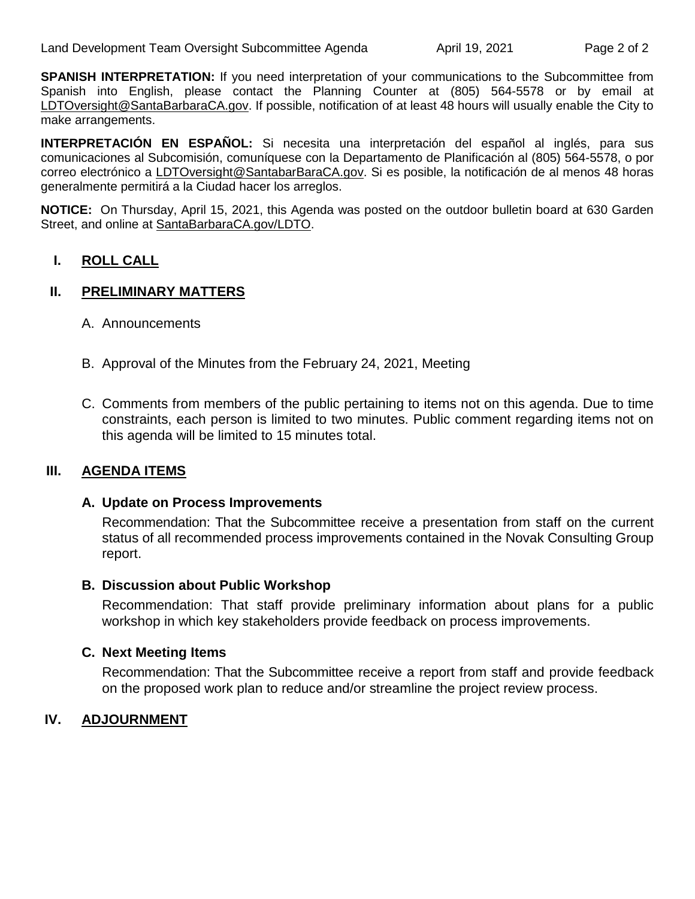**SPANISH INTERPRETATION:** If you need interpretation of your communications to the Subcommittee from Spanish into English, please contact the Planning Counter at (805) 564-5578 or by email at LDTOversight@SantaBarbaraCA.gov. If possible, notification of at least 48 hours will usually enable the City to make arrangements.

**INTERPRETACIÓN EN ESPAÑOL:** Si necesita una interpretación del español al inglés, para sus comunicaciones al Subcomisión, comuníquese con la Departamento de Planificación al (805) 564-5578, o por correo electrónico a LDTOversight@SantabarBaraCA.gov. Si es posible, la notificación de al menos 48 horas generalmente permitirá a la Ciudad hacer los arreglos.

**NOTICE:** On Thursday, April 15, 2021, this Agenda was posted on the outdoor bulletin board at 630 Garden Street, and online at SantaBarbaraCA.gov/LDTO.

## I. ROLL CALL

## II. PRELIMINARY MATTERS

A. Announcements

B. Approval of the Minutes from the February 24, 2021, Meeting

C. Comments from members of the public pertaining to items not on this agenda. Due to time constraints, each person is limited to two minutes. Public comment regarding items not on this agenda will be limited to 15 minutes total.

## III. AGENDA ITEMS

### A. Update on Process Improvements

Recommendation: That the Subcommittee receive a presentation from staff on the current status of all recommended process improvements contained in the Novak Consulting Group report.

### B. Discussion about Public Workshop

Recommendation: That staff provide preliminary information about plans for a public workshop in which key stakeholders provide feedback on process improvements.

### C. Next Meeting Items

Recommendation: That the Subcommittee receive a report from staff and provide feedback on the proposed work plan to reduce and/or streamline the project review process.

## IV. ADJOURNMENT